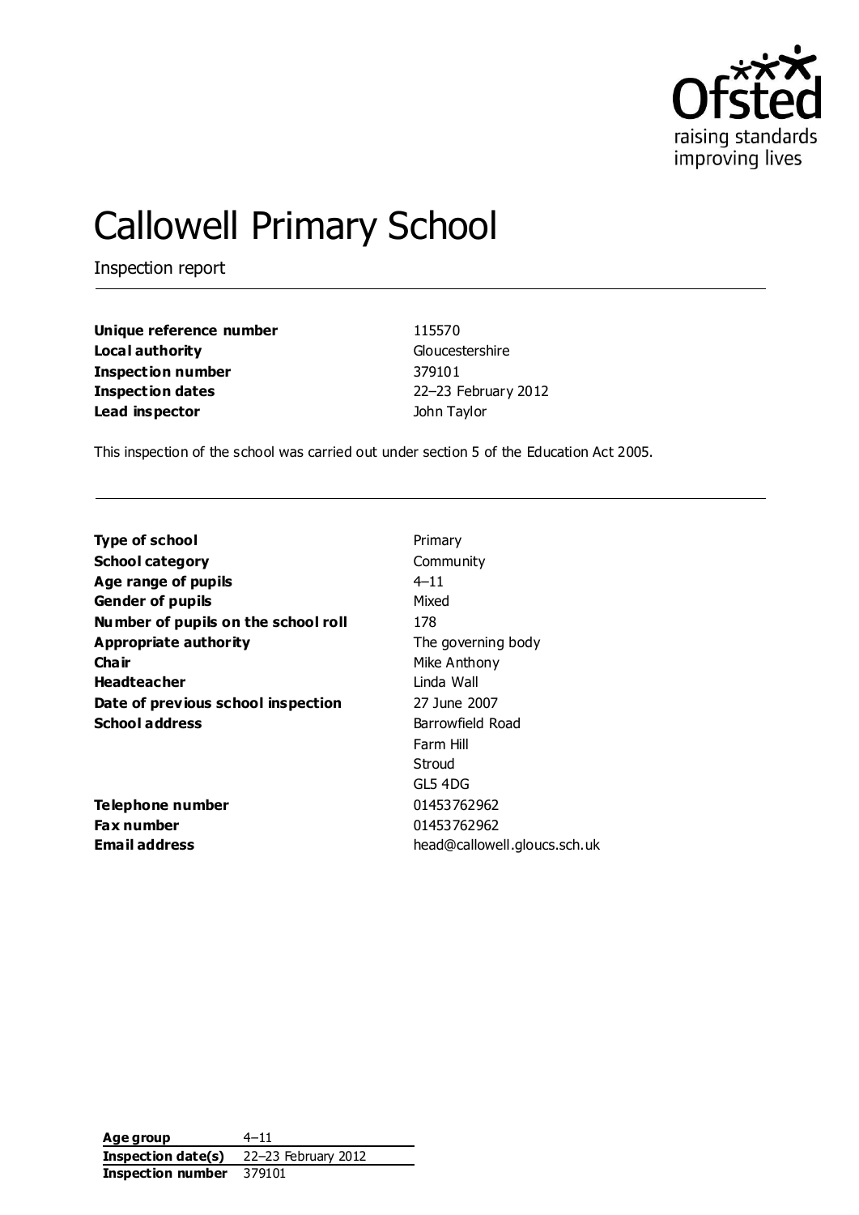# Callowell Primary School

Inspection report

| | |
|---|---|
| **Unique reference number** | 115570 |
| **Local authority** | Gloucestershire |
| **Inspection number** | 379101 |
| **Inspection dates** | 22–23 February 2012 |
| **Lead inspector** | John Taylor |

This inspection of the school was carried out under section 5 of the Education Act 2005.

| | |
|---|---|
| **Type of school** | Primary |
| **School category** | Community |
| **Age range of pupils** | 4–11 |
| **Gender of pupils** | Mixed |
| **Number of pupils on the school roll** | 178 |
| **Appropriate authority** | The governing body |
| **Chair** | Mike Anthony |
| **Headteacher** | Linda Wall |
| **Date of previous school inspection** | 27 June 2007 |
| **School address** | Barrowfield Road<br>Farm Hill<br>Stroud<br>GL5 4DG |
| **Telephone number** | 01453762962 |
| **Fax number** | 01453762962 |
| **Email address** | head@callowell.gloucs.sch.uk |

| | |
|---|---|
| **Age group** | 4–11 |
| **Inspection date(s)** | 22–23 February 2012 |
| **Inspection number** | 379101 |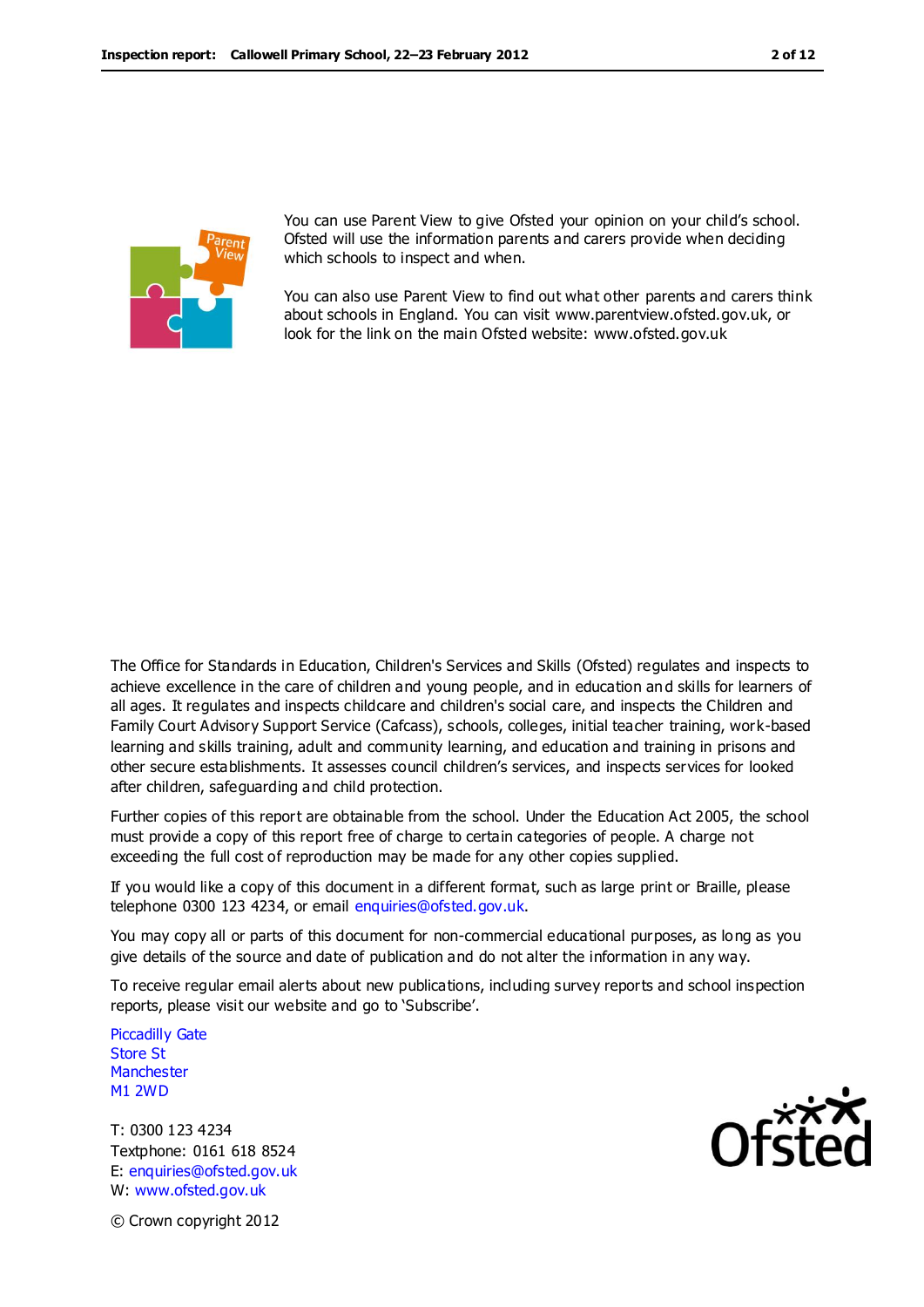You can use Parent View to give Ofsted your opinion on your child's school. Ofsted will use the information parents and carers provide when deciding which schools to inspect and when.

You can also use Parent View to find out what other parents and carers think about schools in England. You can visit www.parentview.ofsted.gov.uk, or look for the link on the main Ofsted website: www.ofsted.gov.uk

The Office for Standards in Education, Children's Services and Skills (Ofsted) regulates and inspects to achieve excellence in the care of children and young people, and in education and skills for learners of all ages. It regulates and inspects childcare and children's social care, and inspects the Children and Family Court Advisory Support Service (Cafcass), schools, colleges, initial teacher training, work-based learning and skills training, adult and community learning, and education and training in prisons and other secure establishments. It assesses council children's services, and inspects services for looked after children, safeguarding and child protection.

Further copies of this report are obtainable from the school. Under the Education Act 2005, the school must provide a copy of this report free of charge to certain categories of people. A charge not exceeding the full cost of reproduction may be made for any other copies supplied.

If you would like a copy of this document in a different format, such as large print or Braille, please telephone 0300 123 4234, or email enquiries@ofsted.gov.uk.

You may copy all or parts of this document for non-commercial educational purposes, as long as you give details of the source and date of publication and do not alter the information in any way.

To receive regular email alerts about new publications, including survey reports and school inspection reports, please visit our website and go to 'Subscribe'.

Piccadilly Gate
Store St
Manchester
M1 2WD

T: 0300 123 4234
Textphone: 0161 618 8524
E: enquiries@ofsted.gov.uk
W: www.ofsted.gov.uk

© Crown copyright 2012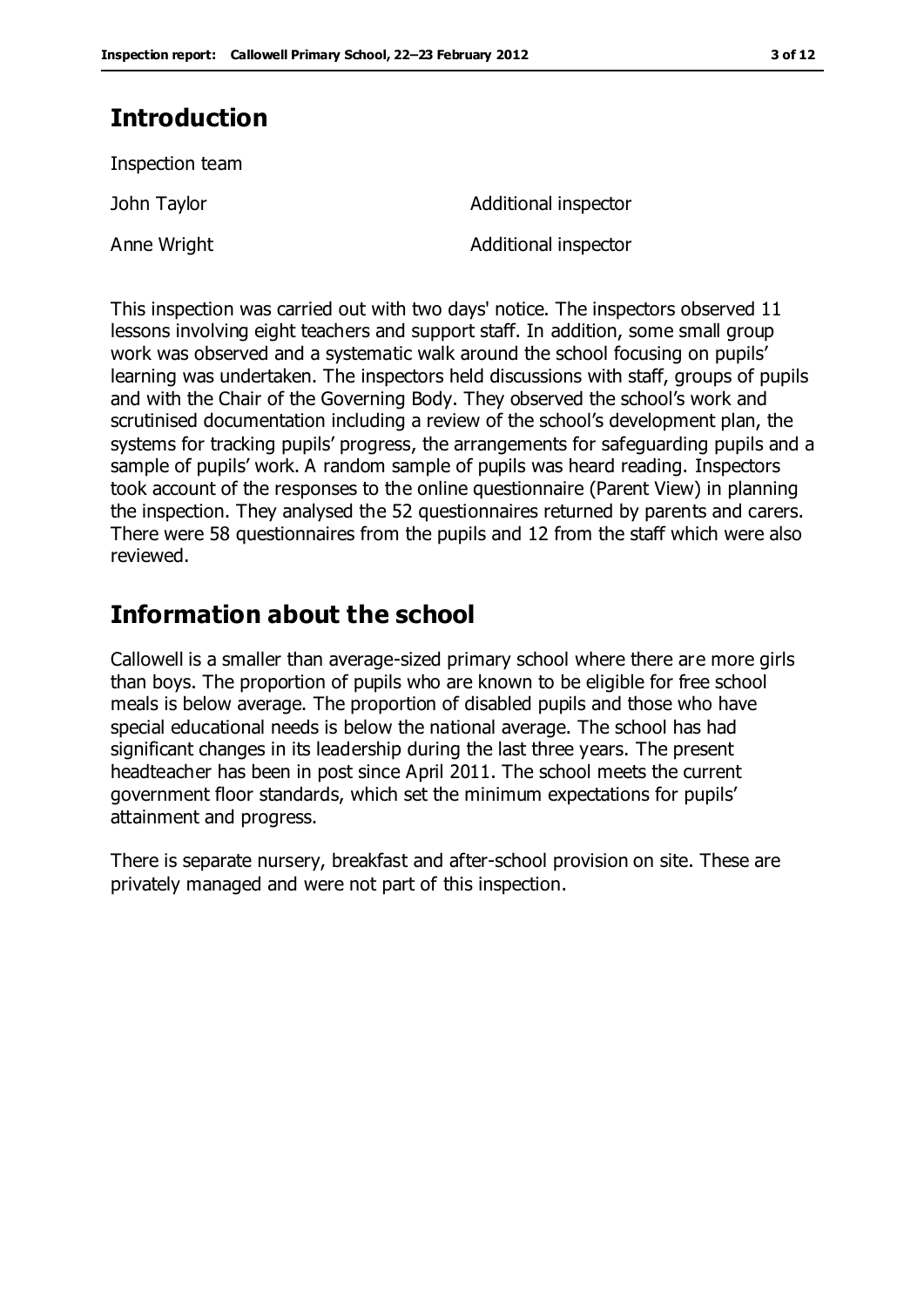## Introduction

Inspection team

| | |
|---|---|
| John Taylor | Additional inspector |
| Anne Wright | Additional inspector |

This inspection was carried out with two days' notice. The inspectors observed 11 lessons involving eight teachers and support staff. In addition, some small group work was observed and a systematic walk around the school focusing on pupils' learning was undertaken. The inspectors held discussions with staff, groups of pupils and with the Chair of the Governing Body. They observed the school's work and scrutinised documentation including a review of the school's development plan, the systems for tracking pupils' progress, the arrangements for safeguarding pupils and a sample of pupils' work. A random sample of pupils was heard reading. Inspectors took account of the responses to the online questionnaire (Parent View) in planning the inspection. They analysed the 52 questionnaires returned by parents and carers. There were 58 questionnaires from the pupils and 12 from the staff which were also reviewed.

## Information about the school

Callowell is a smaller than average-sized primary school where there are more girls than boys. The proportion of pupils who are known to be eligible for free school meals is below average. The proportion of disabled pupils and those who have special educational needs is below the national average. The school has had significant changes in its leadership during the last three years. The present headteacher has been in post since April 2011. The school meets the current government floor standards, which set the minimum expectations for pupils' attainment and progress.

There is separate nursery, breakfast and after-school provision on site. These are privately managed and were not part of this inspection.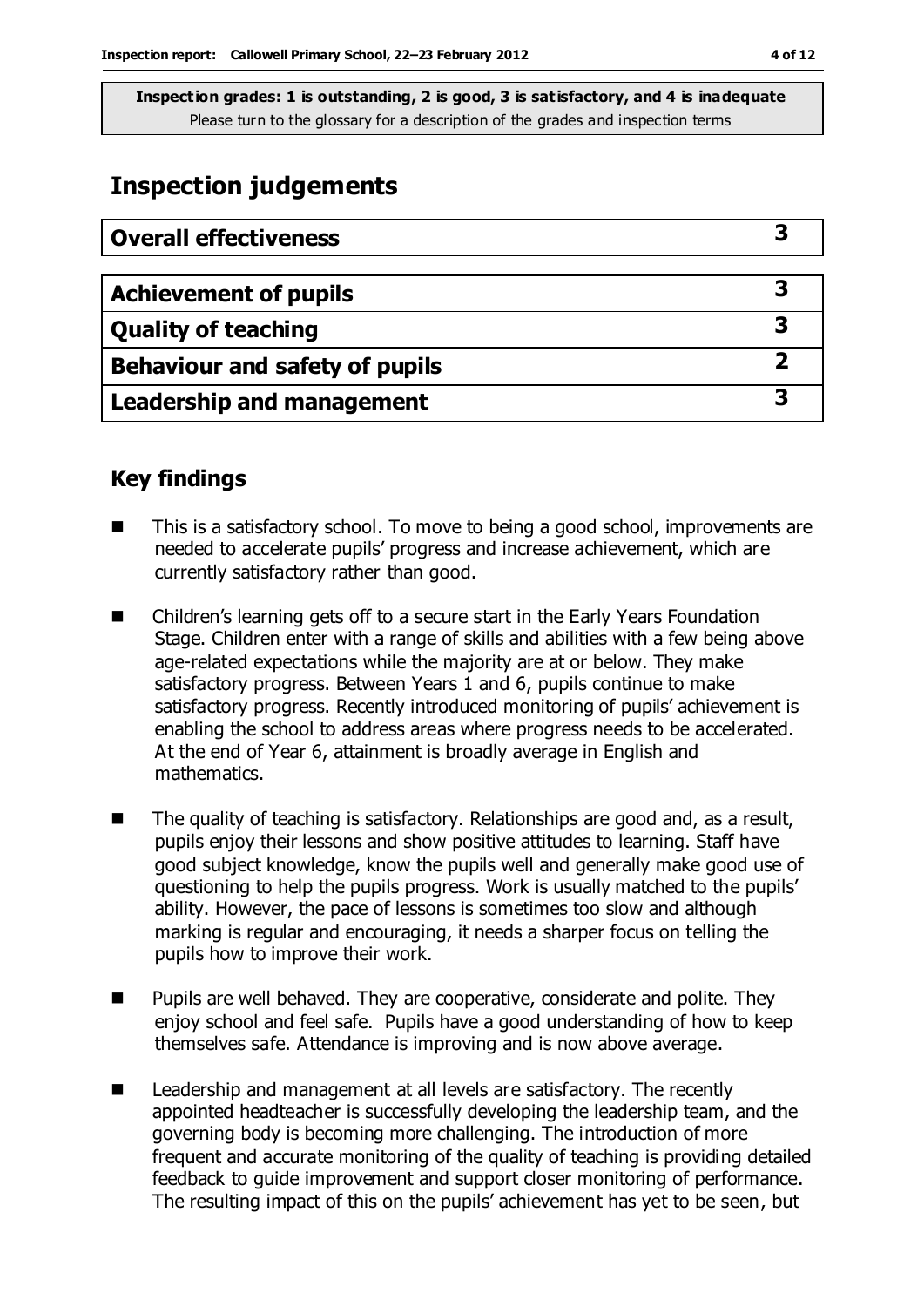**Inspection grades: 1 is outstanding, 2 is good, 3 is satisfactory, and 4 is inadequate**
Please turn to the glossary for a description of the grades and inspection terms

# Inspection judgements

| **Overall effectiveness** | **3** |
|---|---|

| **Achievement of pupils** | **3** |
|---|---|
| **Quality of teaching** | **3** |
| **Behaviour and safety of pupils** | **2** |
| **Leadership and management** | **3** |

## Key findings

- This is a satisfactory school. To move to being a good school, improvements are needed to accelerate pupils' progress and increase achievement, which are currently satisfactory rather than good.
- Children's learning gets off to a secure start in the Early Years Foundation Stage. Children enter with a range of skills and abilities with a few being above age-related expectations while the majority are at or below. They make satisfactory progress. Between Years 1 and 6, pupils continue to make satisfactory progress. Recently introduced monitoring of pupils' achievement is enabling the school to address areas where progress needs to be accelerated. At the end of Year 6, attainment is broadly average in English and mathematics.
- The quality of teaching is satisfactory. Relationships are good and, as a result, pupils enjoy their lessons and show positive attitudes to learning. Staff have good subject knowledge, know the pupils well and generally make good use of questioning to help the pupils progress. Work is usually matched to the pupils' ability. However, the pace of lessons is sometimes too slow and although marking is regular and encouraging, it needs a sharper focus on telling the pupils how to improve their work.
- Pupils are well behaved. They are cooperative, considerate and polite. They enjoy school and feel safe. Pupils have a good understanding of how to keep themselves safe. Attendance is improving and is now above average.
- Leadership and management at all levels are satisfactory. The recently appointed headteacher is successfully developing the leadership team, and the governing body is becoming more challenging. The introduction of more frequent and accurate monitoring of the quality of teaching is providing detailed feedback to guide improvement and support closer monitoring of performance. The resulting impact of this on the pupils' achievement has yet to be seen, but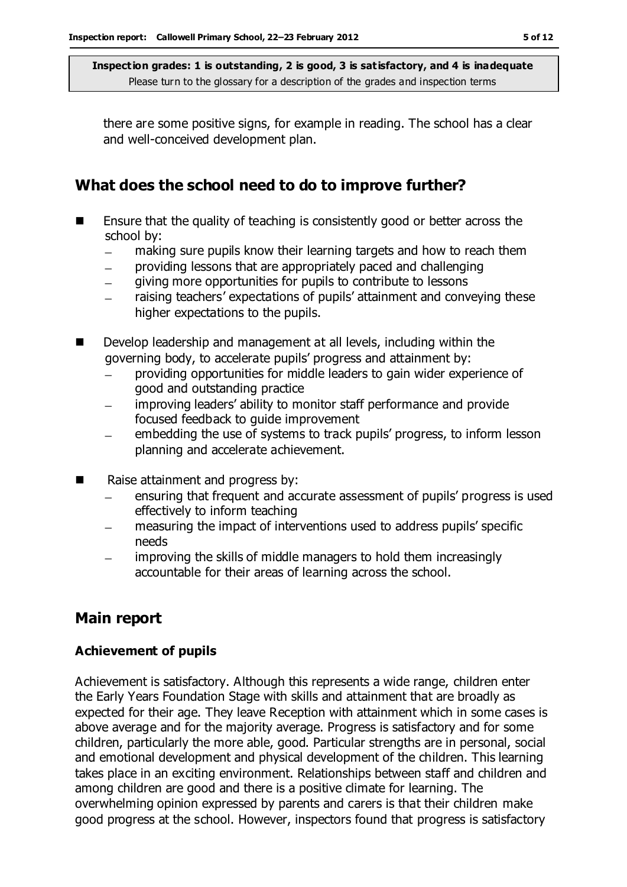there are some positive signs, for example in reading. The school has a clear and well-conceived development plan.

## What does the school need to do to improve further?

- Ensure that the quality of teaching is consistently good or better across the school by:
  - making sure pupils know their learning targets and how to reach them
  - providing lessons that are appropriately paced and challenging
  - giving more opportunities for pupils to contribute to lessons
  - raising teachers' expectations of pupils' attainment and conveying these higher expectations to the pupils.
- Develop leadership and management at all levels, including within the governing body, to accelerate pupils' progress and attainment by:
  - providing opportunities for middle leaders to gain wider experience of good and outstanding practice
  - improving leaders' ability to monitor staff performance and provide focused feedback to guide improvement
  - embedding the use of systems to track pupils' progress, to inform lesson planning and accelerate achievement.
- Raise attainment and progress by:
  - ensuring that frequent and accurate assessment of pupils' progress is used effectively to inform teaching
  - measuring the impact of interventions used to address pupils' specific needs
  - improving the skills of middle managers to hold them increasingly accountable for their areas of learning across the school.

## Main report

### Achievement of pupils

Achievement is satisfactory. Although this represents a wide range, children enter the Early Years Foundation Stage with skills and attainment that are broadly as expected for their age. They leave Reception with attainment which in some cases is above average and for the majority average. Progress is satisfactory and for some children, particularly the more able, good. Particular strengths are in personal, social and emotional development and physical development of the children. This learning takes place in an exciting environment. Relationships between staff and children and among children are good and there is a positive climate for learning. The overwhelming opinion expressed by parents and carers is that their children make good progress at the school. However, inspectors found that progress is satisfactory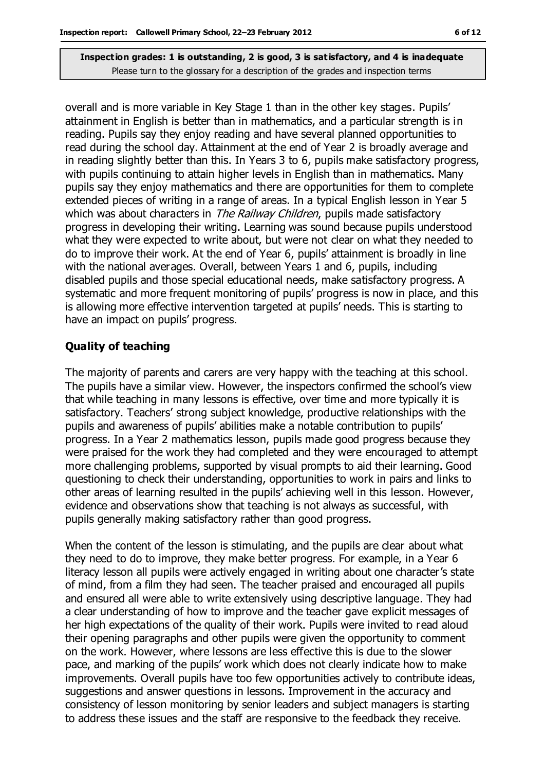overall and is more variable in Key Stage 1 than in the other key stages. Pupils' attainment in English is better than in mathematics, and a particular strength is in reading. Pupils say they enjoy reading and have several planned opportunities to read during the school day. Attainment at the end of Year 2 is broadly average and in reading slightly better than this. In Years 3 to 6, pupils make satisfactory progress, with pupils continuing to attain higher levels in English than in mathematics. Many pupils say they enjoy mathematics and there are opportunities for them to complete extended pieces of writing in a range of areas. In a typical English lesson in Year 5 which was about characters in *The Railway Children*, pupils made satisfactory progress in developing their writing. Learning was sound because pupils understood what they were expected to write about, but were not clear on what they needed to do to improve their work. At the end of Year 6, pupils' attainment is broadly in line with the national averages. Overall, between Years 1 and 6, pupils, including disabled pupils and those special educational needs, make satisfactory progress. A systematic and more frequent monitoring of pupils' progress is now in place, and this is allowing more effective intervention targeted at pupils' needs. This is starting to have an impact on pupils' progress.

### Quality of teaching

The majority of parents and carers are very happy with the teaching at this school. The pupils have a similar view. However, the inspectors confirmed the school's view that while teaching in many lessons is effective, over time and more typically it is satisfactory. Teachers' strong subject knowledge, productive relationships with the pupils and awareness of pupils' abilities make a notable contribution to pupils' progress. In a Year 2 mathematics lesson, pupils made good progress because they were praised for the work they had completed and they were encouraged to attempt more challenging problems, supported by visual prompts to aid their learning. Good questioning to check their understanding, opportunities to work in pairs and links to other areas of learning resulted in the pupils' achieving well in this lesson. However, evidence and observations show that teaching is not always as successful, with pupils generally making satisfactory rather than good progress.

When the content of the lesson is stimulating, and the pupils are clear about what they need to do to improve, they make better progress. For example, in a Year 6 literacy lesson all pupils were actively engaged in writing about one character's state of mind, from a film they had seen. The teacher praised and encouraged all pupils and ensured all were able to write extensively using descriptive language. They had a clear understanding of how to improve and the teacher gave explicit messages of her high expectations of the quality of their work. Pupils were invited to read aloud their opening paragraphs and other pupils were given the opportunity to comment on the work. However, where lessons are less effective this is due to the slower pace, and marking of the pupils' work which does not clearly indicate how to make improvements. Overall pupils have too few opportunities actively to contribute ideas, suggestions and answer questions in lessons. Improvement in the accuracy and consistency of lesson monitoring by senior leaders and subject managers is starting to address these issues and the staff are responsive to the feedback they receive.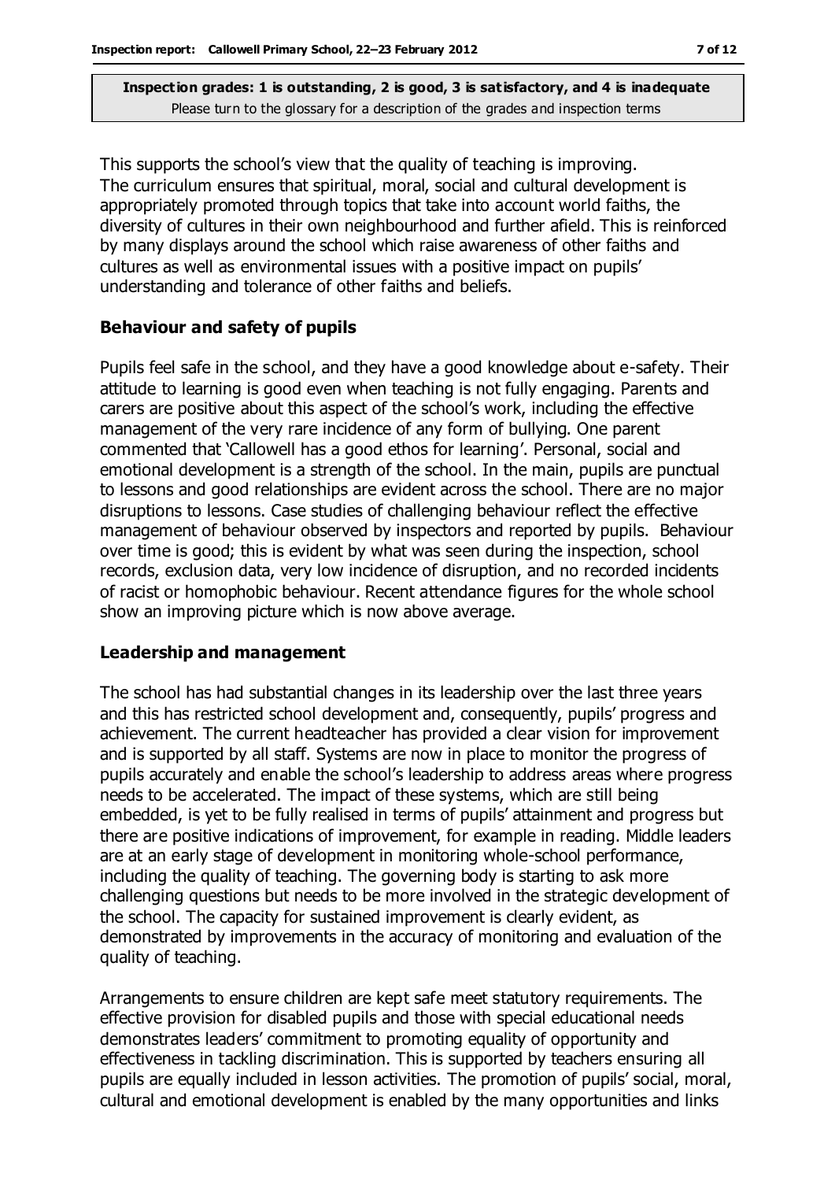This supports the school's view that the quality of teaching is improving. The curriculum ensures that spiritual, moral, social and cultural development is appropriately promoted through topics that take into account world faiths, the diversity of cultures in their own neighbourhood and further afield. This is reinforced by many displays around the school which raise awareness of other faiths and cultures as well as environmental issues with a positive impact on pupils' understanding and tolerance of other faiths and beliefs.

### Behaviour and safety of pupils

Pupils feel safe in the school, and they have a good knowledge about e-safety. Their attitude to learning is good even when teaching is not fully engaging. Parents and carers are positive about this aspect of the school's work, including the effective management of the very rare incidence of any form of bullying. One parent commented that 'Callowell has a good ethos for learning'. Personal, social and emotional development is a strength of the school. In the main, pupils are punctual to lessons and good relationships are evident across the school. There are no major disruptions to lessons. Case studies of challenging behaviour reflect the effective management of behaviour observed by inspectors and reported by pupils. Behaviour over time is good; this is evident by what was seen during the inspection, school records, exclusion data, very low incidence of disruption, and no recorded incidents of racist or homophobic behaviour. Recent attendance figures for the whole school show an improving picture which is now above average.

### Leadership and management

The school has had substantial changes in its leadership over the last three years and this has restricted school development and, consequently, pupils' progress and achievement. The current headteacher has provided a clear vision for improvement and is supported by all staff. Systems are now in place to monitor the progress of pupils accurately and enable the school's leadership to address areas where progress needs to be accelerated. The impact of these systems, which are still being embedded, is yet to be fully realised in terms of pupils' attainment and progress but there are positive indications of improvement, for example in reading. Middle leaders are at an early stage of development in monitoring whole-school performance, including the quality of teaching. The governing body is starting to ask more challenging questions but needs to be more involved in the strategic development of the school. The capacity for sustained improvement is clearly evident, as demonstrated by improvements in the accuracy of monitoring and evaluation of the quality of teaching.

Arrangements to ensure children are kept safe meet statutory requirements. The effective provision for disabled pupils and those with special educational needs demonstrates leaders' commitment to promoting equality of opportunity and effectiveness in tackling discrimination. This is supported by teachers ensuring all pupils are equally included in lesson activities. The promotion of pupils' social, moral, cultural and emotional development is enabled by the many opportunities and links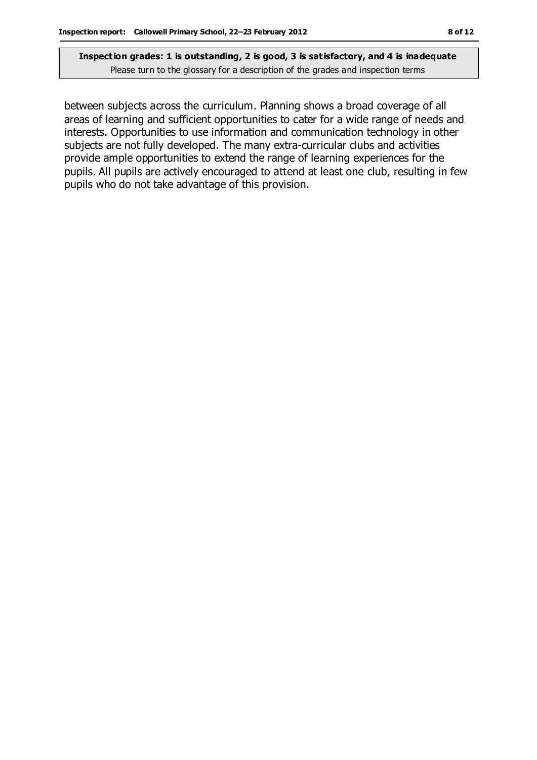between subjects across the curriculum. Planning shows a broad coverage of all areas of learning and sufficient opportunities to cater for a wide range of needs and interests. Opportunities to use information and communication technology in other subjects are not fully developed. The many extra-curricular clubs and activities provide ample opportunities to extend the range of learning experiences for the pupils. All pupils are actively encouraged to attend at least one club, resulting in few pupils who do not take advantage of this provision.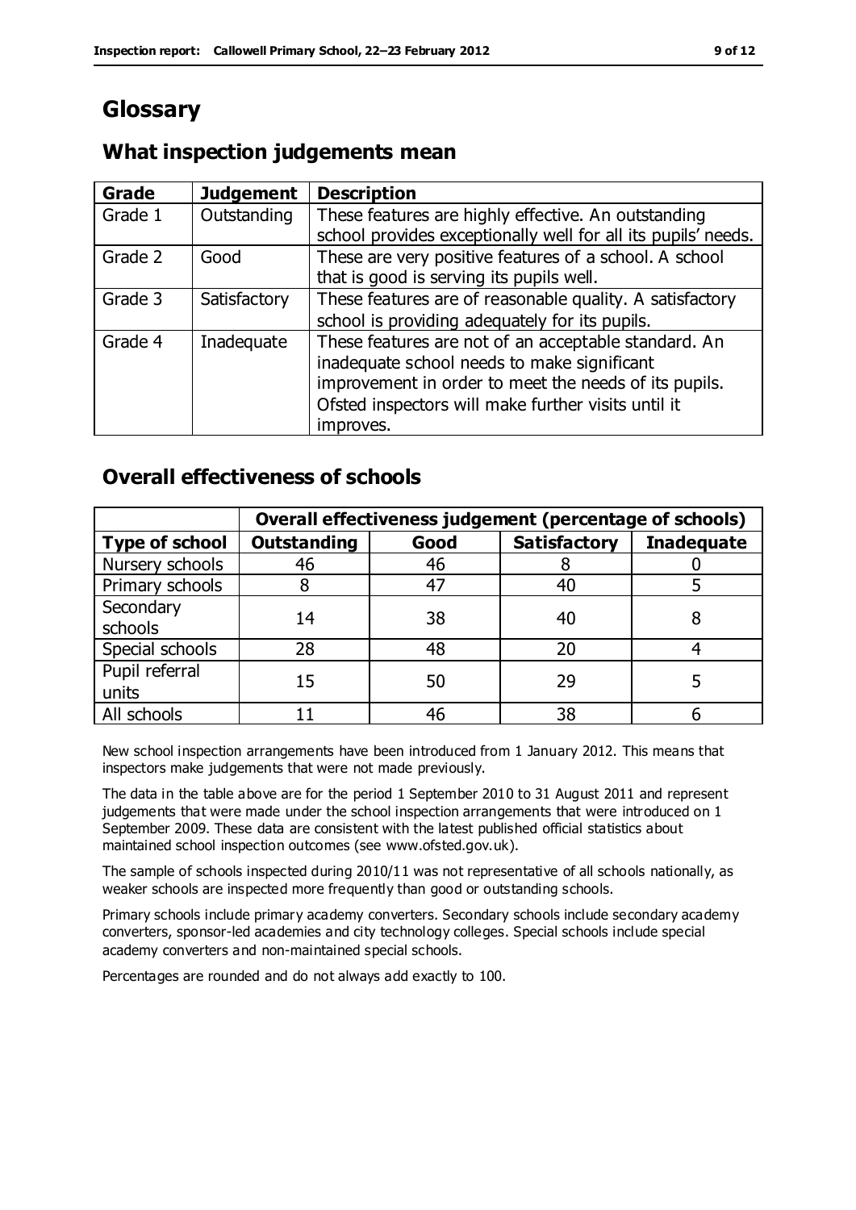# Glossary

## What inspection judgements mean

| Grade | Judgement | Description |
|---|---|---|
| Grade 1 | Outstanding | These features are highly effective. An outstanding school provides exceptionally well for all its pupils' needs. |
| Grade 2 | Good | These are very positive features of a school. A school that is good is serving its pupils well. |
| Grade 3 | Satisfactory | These features are of reasonable quality. A satisfactory school is providing adequately for its pupils. |
| Grade 4 | Inadequate | These features are not of an acceptable standard. An inadequate school needs to make significant improvement in order to meet the needs of its pupils. Ofsted inspectors will make further visits until it improves. |

## Overall effectiveness of schools

| | Overall effectiveness judgement (percentage of schools) | | | |
|---|---|---|---|---|
| **Type of school** | **Outstanding** | **Good** | **Satisfactory** | **Inadequate** |
| Nursery schools | 46 | 46 | 8 | 0 |
| Primary schools | 8 | 47 | 40 | 5 |
| Secondary schools | 14 | 38 | 40 | 8 |
| Special schools | 28 | 48 | 20 | 4 |
| Pupil referral units | 15 | 50 | 29 | 5 |
| All schools | 11 | 46 | 38 | 6 |

New school inspection arrangements have been introduced from 1 January 2012. This means that inspectors make judgements that were not made previously.

The data in the table above are for the period 1 September 2010 to 31 August 2011 and represent judgements that were made under the school inspection arrangements that were introduced on 1 September 2009. These data are consistent with the latest published official statistics about maintained school inspection outcomes (see www.ofsted.gov.uk).

The sample of schools inspected during 2010/11 was not representative of all schools nationally, as weaker schools are inspected more frequently than good or outstanding schools.

Primary schools include primary academy converters. Secondary schools include secondary academy converters, sponsor-led academies and city technology colleges. Special schools include special academy converters and non-maintained special schools.

Percentages are rounded and do not always add exactly to 100.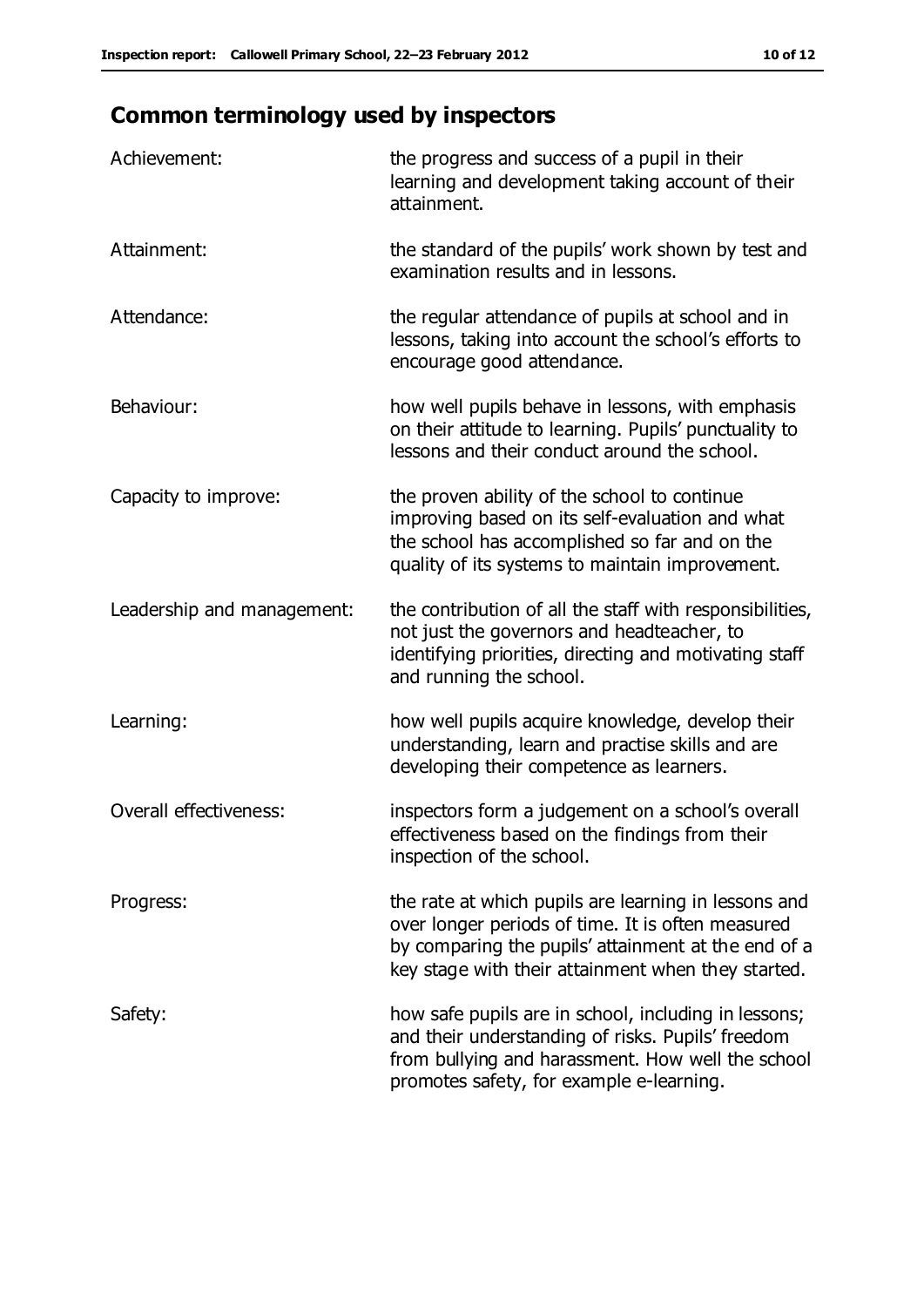## Common terminology used by inspectors

| | |
|---|---|
| Achievement: | the progress and success of a pupil in their learning and development taking account of their attainment. |
| Attainment: | the standard of the pupils' work shown by test and examination results and in lessons. |
| Attendance: | the regular attendance of pupils at school and in lessons, taking into account the school's efforts to encourage good attendance. |
| Behaviour: | how well pupils behave in lessons, with emphasis on their attitude to learning. Pupils' punctuality to lessons and their conduct around the school. |
| Capacity to improve: | the proven ability of the school to continue improving based on its self-evaluation and what the school has accomplished so far and on the quality of its systems to maintain improvement. |
| Leadership and management: | the contribution of all the staff with responsibilities, not just the governors and headteacher, to identifying priorities, directing and motivating staff and running the school. |
| Learning: | how well pupils acquire knowledge, develop their understanding, learn and practise skills and are developing their competence as learners. |
| Overall effectiveness: | inspectors form a judgement on a school's overall effectiveness based on the findings from their inspection of the school. |
| Progress: | the rate at which pupils are learning in lessons and over longer periods of time. It is often measured by comparing the pupils' attainment at the end of a key stage with their attainment when they started. |
| Safety: | how safe pupils are in school, including in lessons; and their understanding of risks. Pupils' freedom from bullying and harassment. How well the school promotes safety, for example e-learning. |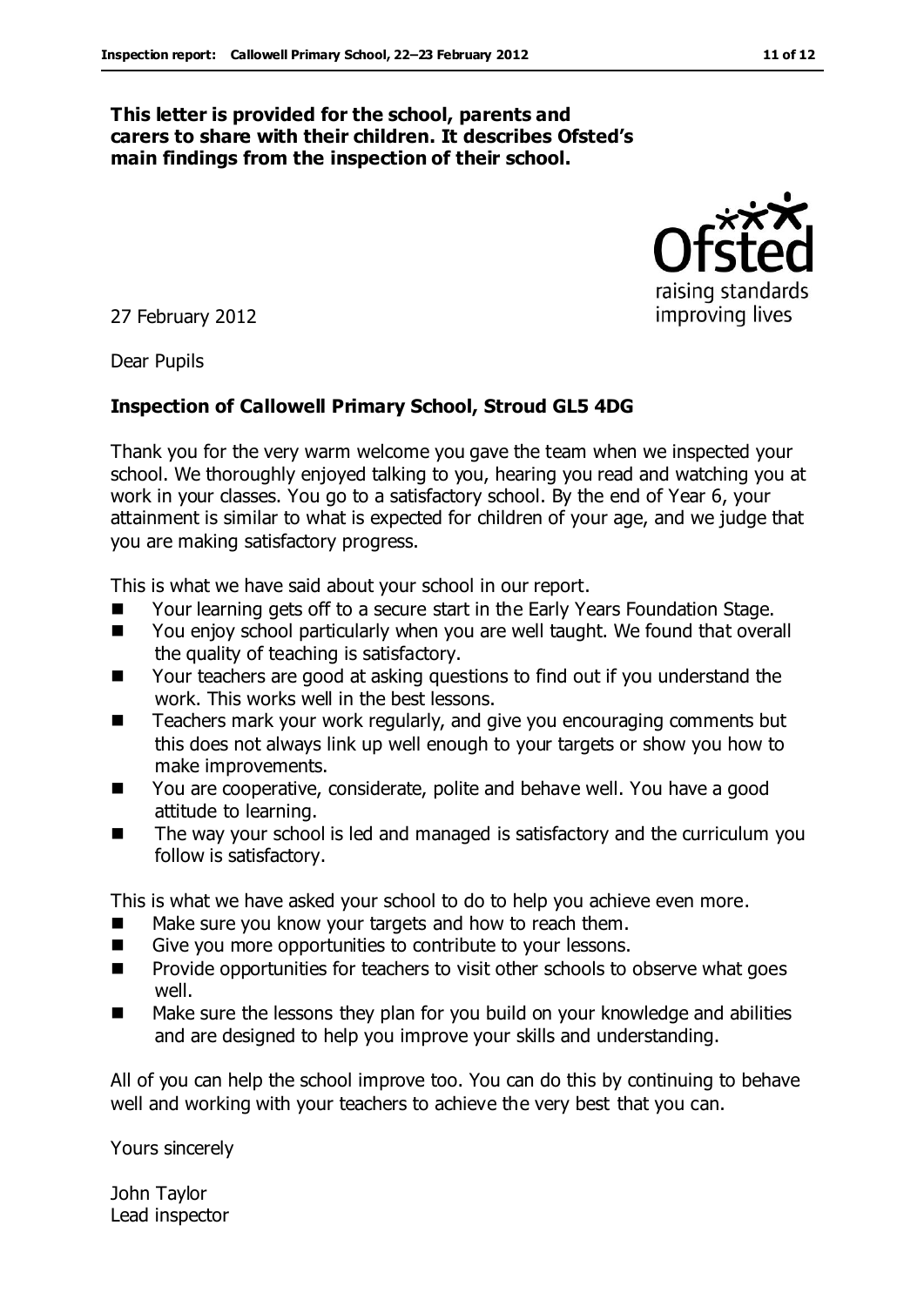**This letter is provided for the school, parents and carers to share with their children. It describes Ofsted's main findings from the inspection of their school.**

Ofsted
raising standards
improving lives

27 February 2012

Dear Pupils

**Inspection of Callowell Primary School, Stroud GL5 4DG**

Thank you for the very warm welcome you gave the team when we inspected your school. We thoroughly enjoyed talking to you, hearing you read and watching you at work in your classes. You go to a satisfactory school. By the end of Year 6, your attainment is similar to what is expected for children of your age, and we judge that you are making satisfactory progress.

This is what we have said about your school in our report.

- Your learning gets off to a secure start in the Early Years Foundation Stage.
- You enjoy school particularly when you are well taught. We found that overall the quality of teaching is satisfactory.
- Your teachers are good at asking questions to find out if you understand the work. This works well in the best lessons.
- Teachers mark your work regularly, and give you encouraging comments but this does not always link up well enough to your targets or show you how to make improvements.
- You are cooperative, considerate, polite and behave well. You have a good attitude to learning.
- The way your school is led and managed is satisfactory and the curriculum you follow is satisfactory.

This is what we have asked your school to do to help you achieve even more.

- Make sure you know your targets and how to reach them.
- Give you more opportunities to contribute to your lessons.
- Provide opportunities for teachers to visit other schools to observe what goes well.
- Make sure the lessons they plan for you build on your knowledge and abilities and are designed to help you improve your skills and understanding.

All of you can help the school improve too. You can do this by continuing to behave well and working with your teachers to achieve the very best that you can.

Yours sincerely

John Taylor
Lead inspector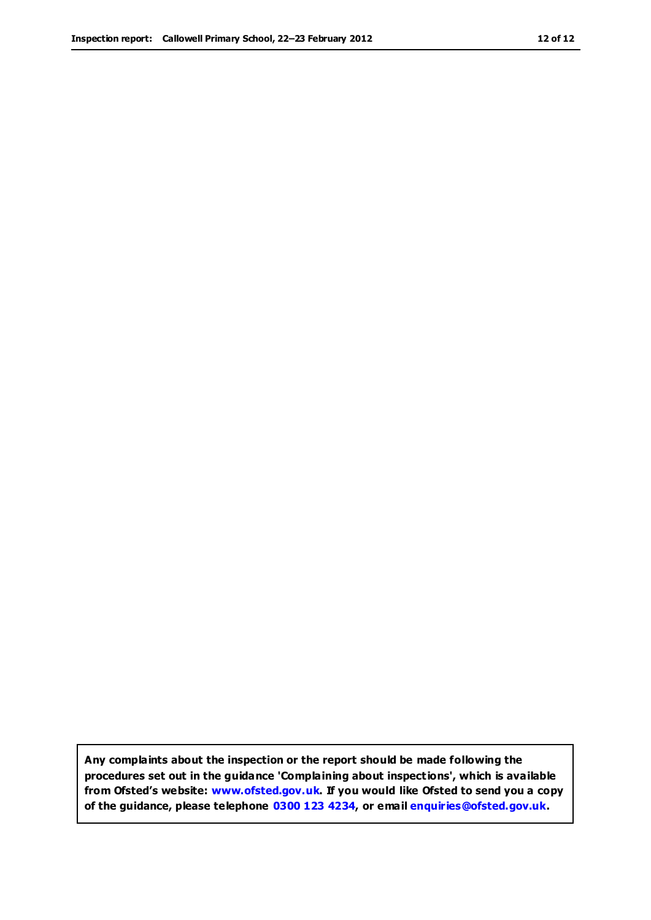**Any complaints about the inspection or the report should be made following the procedures set out in the guidance 'Complaining about inspections', which is available from Ofsted's website: www.ofsted.gov.uk. If you would like Ofsted to send you a copy of the guidance, please telephone 0300 123 4234, or email enquiries@ofsted.gov.uk.**